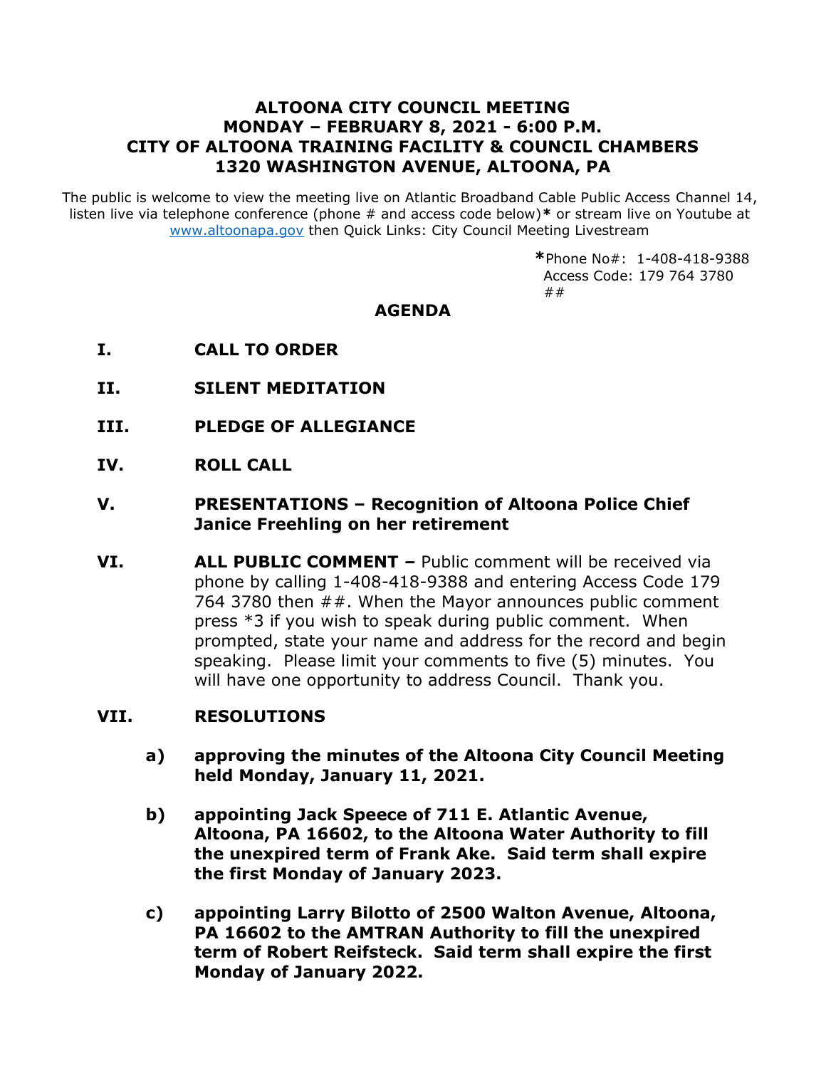# ALTOONA CITY COUNCIL MEETING
# MONDAY – FEBRUARY 8, 2021 - 6:00 P.M.
# CITY OF ALTOONA TRAINING FACILITY & COUNCIL CHAMBERS
# 1320 WASHINGTON AVENUE, ALTOONA, PA

The public is welcome to view the meeting live on Atlantic Broadband Cable Public Access Channel 14, listen live via telephone conference (phone # and access code below)* or stream live on Youtube at www.altoonapa.gov then Quick Links: City Council Meeting Livestream

*Phone No#: 1-408-418-9388
Access Code: 179 764 3780
##

## AGENDA

**I. CALL TO ORDER**

**II. SILENT MEDITATION**

**III. PLEDGE OF ALLEGIANCE**

**IV. ROLL CALL**

**V. PRESENTATIONS – Recognition of Altoona Police Chief Janice Freehling on her retirement**

**VI. ALL PUBLIC COMMENT –** Public comment will be received via phone by calling 1-408-418-9388 and entering Access Code 179 764 3780 then ##. When the Mayor announces public comment press *3 if you wish to speak during public comment. When prompted, state your name and address for the record and begin speaking. Please limit your comments to five (5) minutes. You will have one opportunity to address Council. Thank you.

**VII. RESOLUTIONS**

**a) approving the minutes of the Altoona City Council Meeting held Monday, January 11, 2021.**

**b) appointing Jack Speece of 711 E. Atlantic Avenue, Altoona, PA 16602, to the Altoona Water Authority to fill the unexpired term of Frank Ake. Said term shall expire the first Monday of January 2023.**

**c) appointing Larry Bilotto of 2500 Walton Avenue, Altoona, PA 16602 to the AMTRAN Authority to fill the unexpired term of Robert Reifsteck. Said term shall expire the first Monday of January 2022.**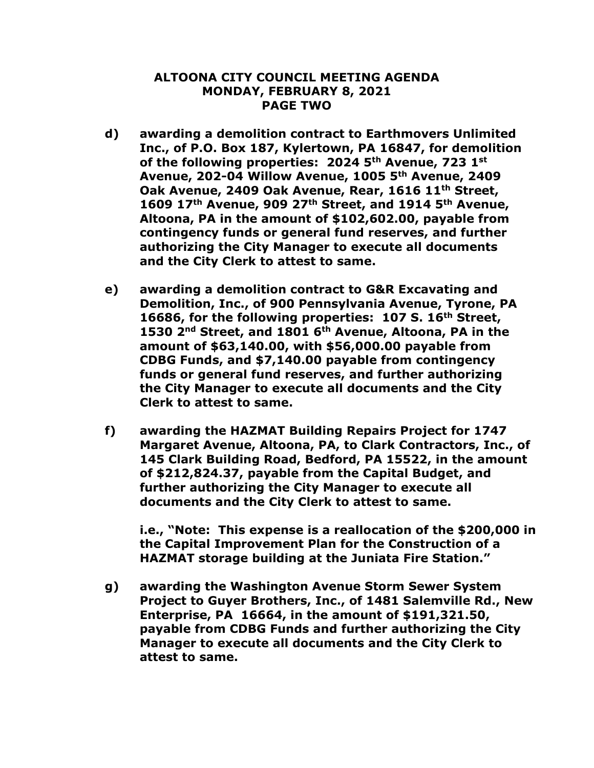**d) awarding a demolition contract to Earthmovers Unlimited Inc., of P.O. Box 187, Kylertown, PA 16847, for demolition of the following properties: 2024 5th Avenue, 723 1st Avenue, 202-04 Willow Avenue, 1005 5th Avenue, 2409 Oak Avenue, 2409 Oak Avenue, Rear, 1616 11th Street, 1609 17th Avenue, 909 27th Street, and 1914 5th Avenue, Altoona, PA in the amount of $102,602.00, payable from contingency funds or general fund reserves, and further authorizing the City Manager to execute all documents and the City Clerk to attest to same.**

**e) awarding a demolition contract to G&R Excavating and Demolition, Inc., of 900 Pennsylvania Avenue, Tyrone, PA 16686, for the following properties: 107 S. 16th Street, 1530 2nd Street, and 1801 6th Avenue, Altoona, PA in the amount of $63,140.00, with $56,000.00 payable from CDBG Funds, and $7,140.00 payable from contingency funds or general fund reserves, and further authorizing the City Manager to execute all documents and the City Clerk to attest to same.**

**f) awarding the HAZMAT Building Repairs Project for 1747 Margaret Avenue, Altoona, PA, to Clark Contractors, Inc., of 145 Clark Building Road, Bedford, PA 15522, in the amount of $212,824.37, payable from the Capital Budget, and further authorizing the City Manager to execute all documents and the City Clerk to attest to same.**

**i.e., "Note: This expense is a reallocation of the $200,000 in the Capital Improvement Plan for the Construction of a HAZMAT storage building at the Juniata Fire Station."**

**g) awarding the Washington Avenue Storm Sewer System Project to Guyer Brothers, Inc., of 1481 Salemville Rd., New Enterprise, PA 16664, in the amount of $191,321.50, payable from CDBG Funds and further authorizing the City Manager to execute all documents and the City Clerk to attest to same.**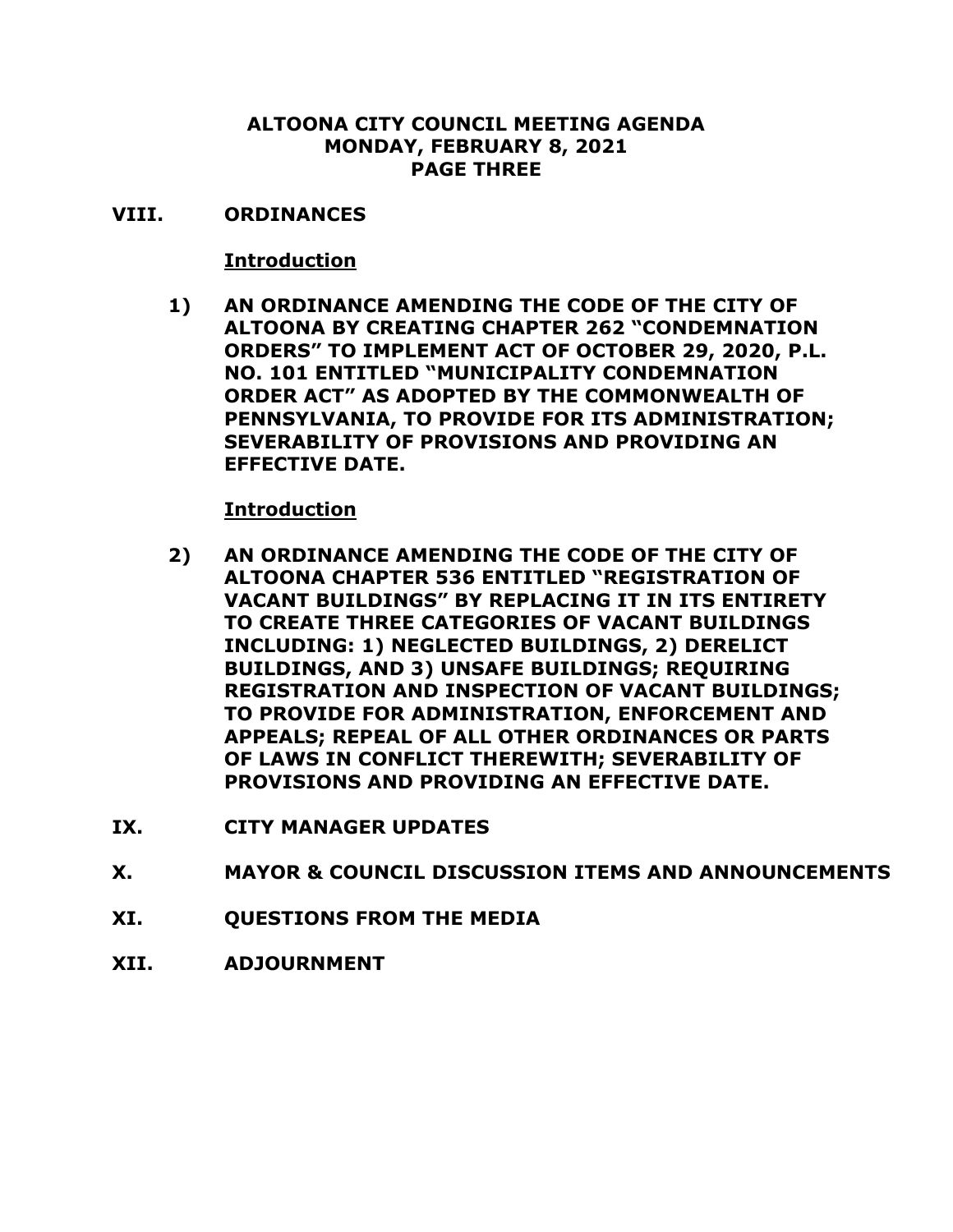**ALTOONA CITY COUNCIL MEETING AGENDA**
**MONDAY, FEBRUARY 8, 2021**
**PAGE THREE**

## VIII. ORDINANCES

**Introduction**

**1) AN ORDINANCE AMENDING THE CODE OF THE CITY OF ALTOONA BY CREATING CHAPTER 262 "CONDEMNATION ORDERS" TO IMPLEMENT ACT OF OCTOBER 29, 2020, P.L. NO. 101 ENTITLED "MUNICIPALITY CONDEMNATION ORDER ACT" AS ADOPTED BY THE COMMONWEALTH OF PENNSYLVANIA, TO PROVIDE FOR ITS ADMINISTRATION; SEVERABILITY OF PROVISIONS AND PROVIDING AN EFFECTIVE DATE.**

**Introduction**

**2) AN ORDINANCE AMENDING THE CODE OF THE CITY OF ALTOONA CHAPTER 536 ENTITLED "REGISTRATION OF VACANT BUILDINGS" BY REPLACING IT IN ITS ENTIRETY TO CREATE THREE CATEGORIES OF VACANT BUILDINGS INCLUDING: 1) NEGLECTED BUILDINGS, 2) DERELICT BUILDINGS, AND 3) UNSAFE BUILDINGS; REQUIRING REGISTRATION AND INSPECTION OF VACANT BUILDINGS; TO PROVIDE FOR ADMINISTRATION, ENFORCEMENT AND APPEALS; REPEAL OF ALL OTHER ORDINANCES OR PARTS OF LAWS IN CONFLICT THEREWITH; SEVERABILITY OF PROVISIONS AND PROVIDING AN EFFECTIVE DATE.**

## IX. CITY MANAGER UPDATES

## X. MAYOR & COUNCIL DISCUSSION ITEMS AND ANNOUNCEMENTS

## XI. QUESTIONS FROM THE MEDIA

## XII. ADJOURNMENT